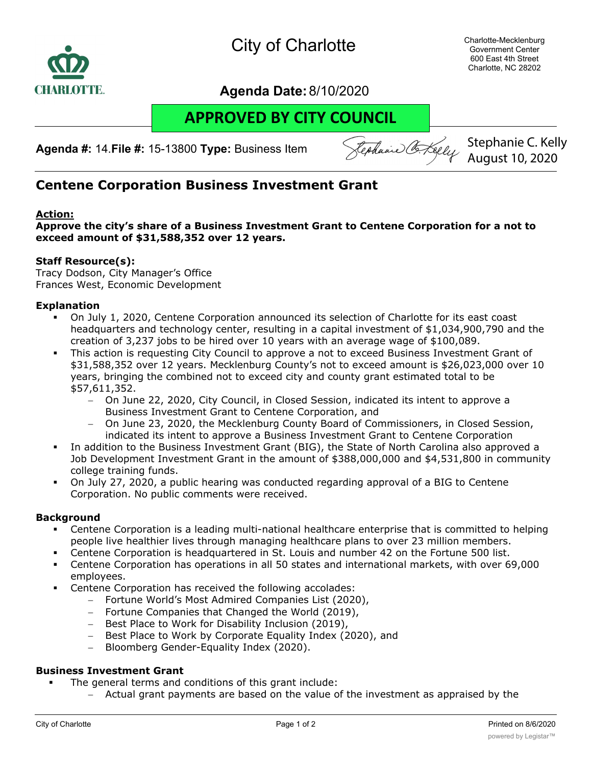City of Charlotte

Charlotte-Mecklenburg Government Center
600 East 4th Street
Charlotte, NC 28202

**Agenda Date:** 8/10/2020

**APPROVED BY CITY COUNCIL**

**Agenda #:** 14.**File #:** 15-13800 **Type:** Business Item

Stephanie C. Kelly
August 10, 2020

## Centene Corporation Business Investment Grant

**Action:**

**Approve the city's share of a Business Investment Grant to Centene Corporation for a not to exceed amount of $31,588,352 over 12 years.**

**Staff Resource(s):**
Tracy Dodson, City Manager's Office
Frances West, Economic Development

**Explanation**

- On July 1, 2020, Centene Corporation announced its selection of Charlotte for its east coast headquarters and technology center, resulting in a capital investment of $1,034,900,790 and the creation of 3,237 jobs to be hired over 10 years with an average wage of $100,089.
- This action is requesting City Council to approve a not to exceed Business Investment Grant of $31,588,352 over 12 years. Mecklenburg County's not to exceed amount is $26,023,000 over 10 years, bringing the combined not to exceed city and county grant estimated total to be $57,611,352.
  - On June 22, 2020, City Council, in Closed Session, indicated its intent to approve a Business Investment Grant to Centene Corporation, and
  - On June 23, 2020, the Mecklenburg County Board of Commissioners, in Closed Session, indicated its intent to approve a Business Investment Grant to Centene Corporation
- In addition to the Business Investment Grant (BIG), the State of North Carolina also approved a Job Development Investment Grant in the amount of $388,000,000 and $4,531,800 in community college training funds.
- On July 27, 2020, a public hearing was conducted regarding approval of a BIG to Centene Corporation. No public comments were received.

**Background**

- Centene Corporation is a leading multi-national healthcare enterprise that is committed to helping people live healthier lives through managing healthcare plans to over 23 million members.
- Centene Corporation is headquartered in St. Louis and number 42 on the Fortune 500 list.
- Centene Corporation has operations in all 50 states and international markets, with over 69,000 employees.
- Centene Corporation has received the following accolades:
  - Fortune World's Most Admired Companies List (2020),
  - Fortune Companies that Changed the World (2019),
  - Best Place to Work for Disability Inclusion (2019),
  - Best Place to Work by Corporate Equality Index (2020), and
  - Bloomberg Gender-Equality Index (2020).

**Business Investment Grant**

- The general terms and conditions of this grant include:
  - Actual grant payments are based on the value of the investment as appraised by the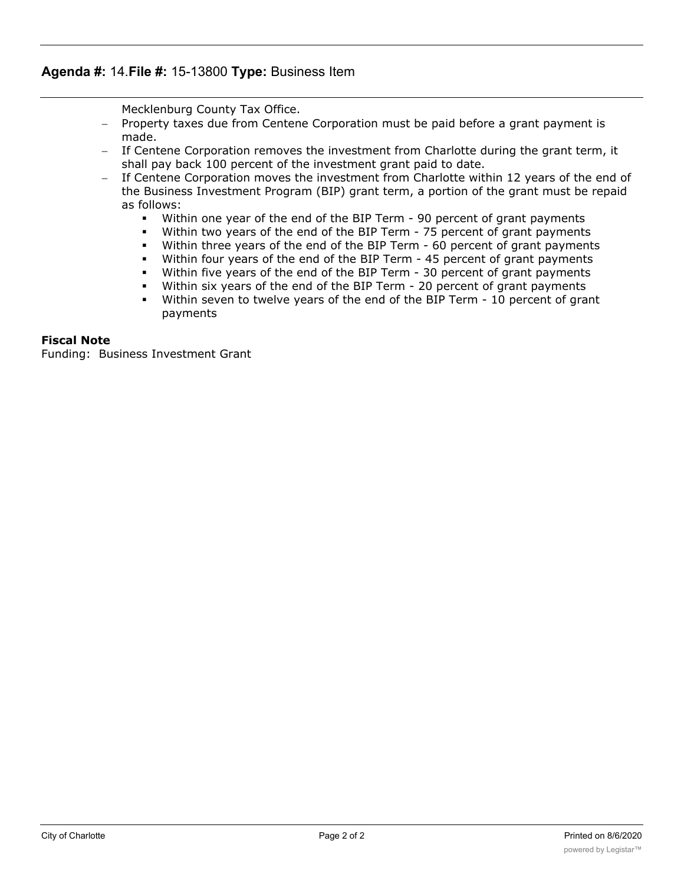**Agenda #:** 14.**File #:** 15-13800 **Type:** Business Item

Mecklenburg County Tax Office.

- Property taxes due from Centene Corporation must be paid before a grant payment is made.
- If Centene Corporation removes the investment from Charlotte during the grant term, it shall pay back 100 percent of the investment grant paid to date.
- If Centene Corporation moves the investment from Charlotte within 12 years of the end of the Business Investment Program (BIP) grant term, a portion of the grant must be repaid as follows:
  - Within one year of the end of the BIP Term - 90 percent of grant payments
  - Within two years of the end of the BIP Term - 75 percent of grant payments
  - Within three years of the end of the BIP Term - 60 percent of grant payments
  - Within four years of the end of the BIP Term - 45 percent of grant payments
  - Within five years of the end of the BIP Term - 30 percent of grant payments
  - Within six years of the end of the BIP Term - 20 percent of grant payments
  - Within seven to twelve years of the end of the BIP Term - 10 percent of grant payments

**Fiscal Note**

Funding: Business Investment Grant